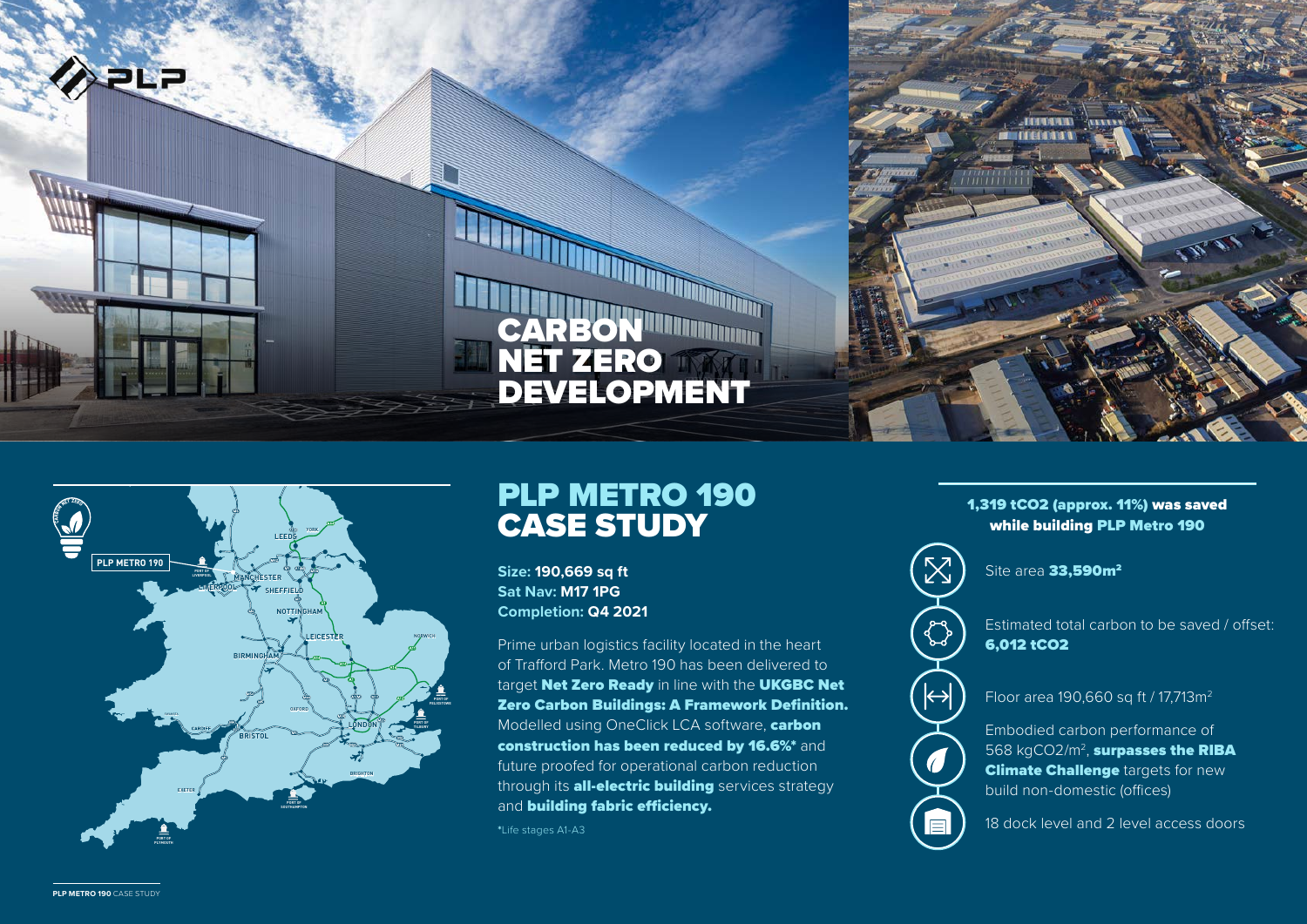# CARBON NET ZERO DEVELOPMENT

## PLP METRO 190 CASE STUDY

**Size: 190,669 sq ft**
**Sat Nav: M17 1PG**
**Completion: Q4 2021**

Prime urban logistics facility located in the heart of Trafford Park. Metro 190 has been delivered to target **Net Zero Ready** in line with the **UKGBC Net Zero Carbon Buildings: A Framework Definition.** Modelled using OneClick LCA software, **carbon construction has been reduced by 16.6%*** and future proofed for operational carbon reduction through its **all-electric building** services strategy and **building fabric efficiency.**

*Life stages A1-A3

**1,319 $tCO_2$ (approx. 11%) was saved while building PLP Metro 190**

Site area **33,590m²**

Estimated total carbon to be saved / offset: **6,012 $tCO_2$**

Floor area 190,660 sq ft / 17,713m²

Embodied carbon performance of 568 $kgCO_2/m^2$, **surpasses the RIBA Climate Challenge** targets for new build non-domestic (offices)

18 dock level and 2 level access doors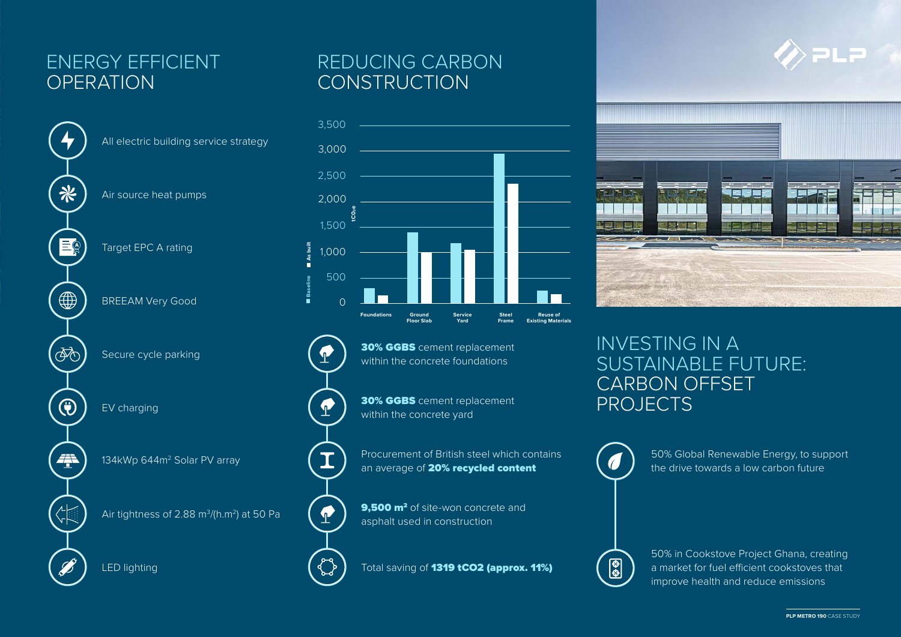# ENERGY EFFICIENT OPERATION

- All electric building service strategy
- Air source heat pumps
- Target EPC A rating
- BREEAM Very Good
- Secure cycle parking
- EV charging
- 134kWp 644m² Solar PV array
- Air tightness of 2.88 m³/(h.m²) at 50 Pa
- LED lighting

# REDUCING CARBON CONSTRUCTION

Baseline
As built
tCO₂e

3,500
3,000
2,500
2,000
1,500
1,000
500
0

Foundations
Ground Floor Slab
Service Yard
Steel Frame
Reuse of Existing Materials

- **30% GGBS** cement replacement within the concrete foundations
- **30% GGBS** cement replacement within the concrete yard
- Procurement of British steel which contains an average of **20% recycled content**
- **9,500 m²** of site-won concrete and asphalt used in construction
- Total saving of **1319 tCO2 (approx. 11%)**

PLP

# INVESTING IN A SUSTAINABLE FUTURE: CARBON OFFSET PROJECTS

- 50% Global Renewable Energy, to support the drive towards a low carbon future
- 50% in Cookstove Project Ghana, creating a market for fuel efficient cookstoves that improve health and reduce emissions